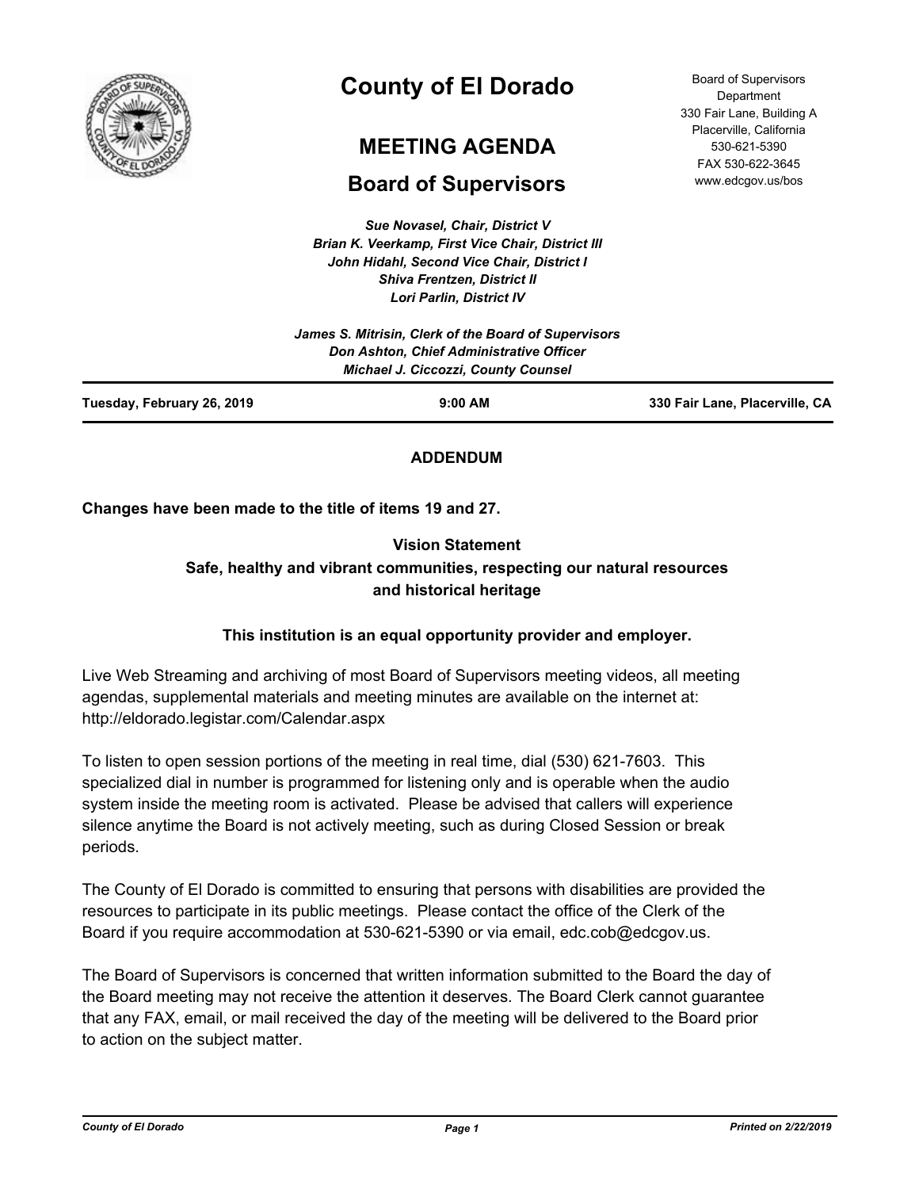# County of El Dorado

## MEETING AGENDA

## Board of Supervisors

Board of Supervisors Department
330 Fair Lane, Building A
Placerville, California
530-621-5390
FAX 530-622-3645
www.edcgov.us/bos

***Sue Novasel, Chair, District V***
***Brian K. Veerkamp, First Vice Chair, District III***
***John Hidahl, Second Vice Chair, District I***
***Shiva Frentzen, District II***
***Lori Parlin, District IV***

***James S. Mitrisin, Clerk of the Board of Supervisors***
***Don Ashton, Chief Administrative Officer***
***Michael J. Ciccozzi, County Counsel***

**Tuesday, February 26, 2019** | **9:00 AM** | **330 Fair Lane, Placerville, CA**

**ADDENDUM**

**Changes have been made to the title of items 19 and 27.**

**Vision Statement**
**Safe, healthy and vibrant communities, respecting our natural resources and historical heritage**

**This institution is an equal opportunity provider and employer.**

Live Web Streaming and archiving of most Board of Supervisors meeting videos, all meeting agendas, supplemental materials and meeting minutes are available on the internet at: http://eldorado.legistar.com/Calendar.aspx

To listen to open session portions of the meeting in real time, dial (530) 621-7603. This specialized dial in number is programmed for listening only and is operable when the audio system inside the meeting room is activated. Please be advised that callers will experience silence anytime the Board is not actively meeting, such as during Closed Session or break periods.

The County of El Dorado is committed to ensuring that persons with disabilities are provided the resources to participate in its public meetings. Please contact the office of the Clerk of the Board if you require accommodation at 530-621-5390 or via email, edc.cob@edcgov.us.

The Board of Supervisors is concerned that written information submitted to the Board the day of the Board meeting may not receive the attention it deserves. The Board Clerk cannot guarantee that any FAX, email, or mail received the day of the meeting will be delivered to the Board prior to action on the subject matter.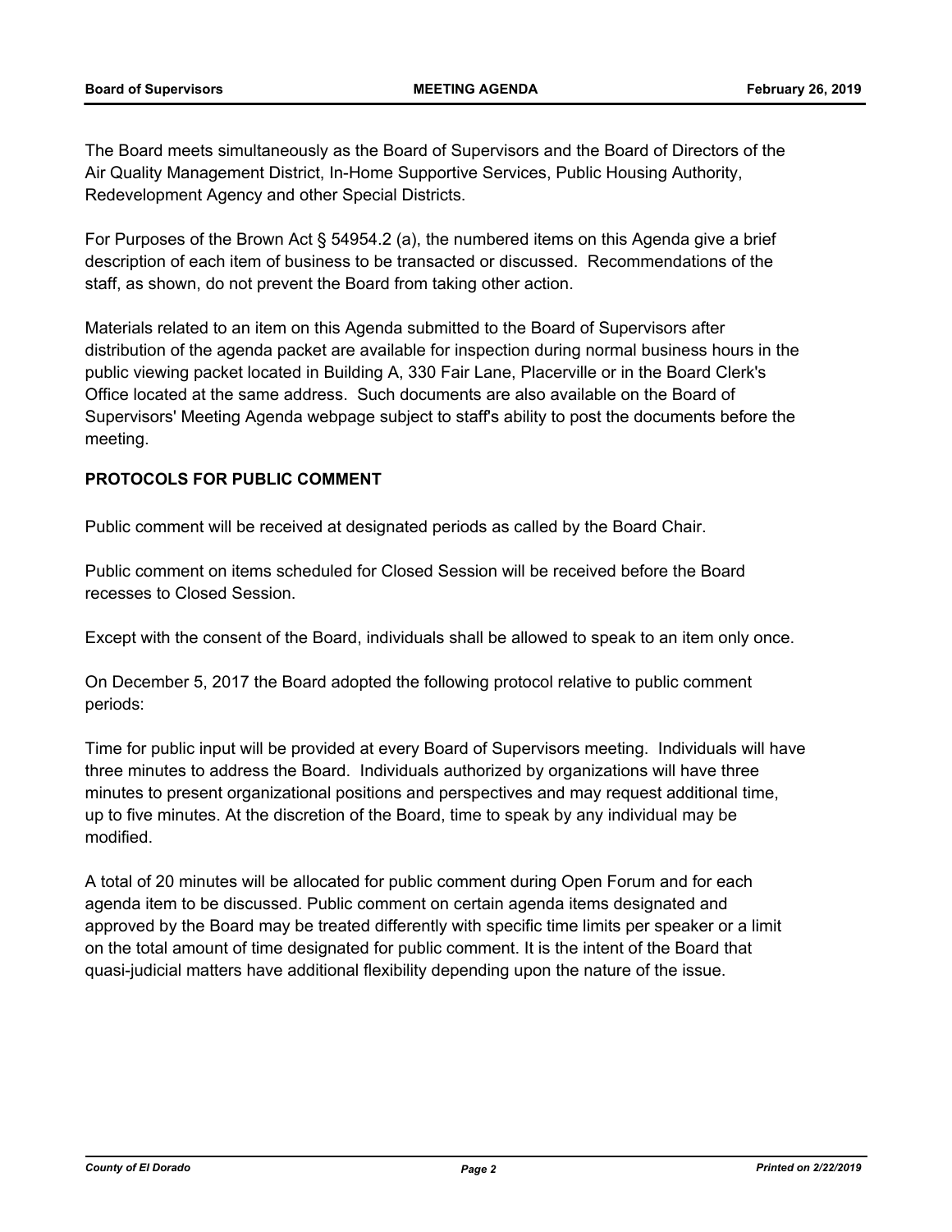The Board meets simultaneously as the Board of Supervisors and the Board of Directors of the Air Quality Management District, In-Home Supportive Services, Public Housing Authority, Redevelopment Agency and other Special Districts.

For Purposes of the Brown Act § 54954.2 (a), the numbered items on this Agenda give a brief description of each item of business to be transacted or discussed. Recommendations of the staff, as shown, do not prevent the Board from taking other action.

Materials related to an item on this Agenda submitted to the Board of Supervisors after distribution of the agenda packet are available for inspection during normal business hours in the public viewing packet located in Building A, 330 Fair Lane, Placerville or in the Board Clerk's Office located at the same address. Such documents are also available on the Board of Supervisors' Meeting Agenda webpage subject to staff's ability to post the documents before the meeting.

**PROTOCOLS FOR PUBLIC COMMENT**

Public comment will be received at designated periods as called by the Board Chair.

Public comment on items scheduled for Closed Session will be received before the Board recesses to Closed Session.

Except with the consent of the Board, individuals shall be allowed to speak to an item only once.

On December 5, 2017 the Board adopted the following protocol relative to public comment periods:

Time for public input will be provided at every Board of Supervisors meeting. Individuals will have three minutes to address the Board. Individuals authorized by organizations will have three minutes to present organizational positions and perspectives and may request additional time, up to five minutes. At the discretion of the Board, time to speak by any individual may be modified.

A total of 20 minutes will be allocated for public comment during Open Forum and for each agenda item to be discussed. Public comment on certain agenda items designated and approved by the Board may be treated differently with specific time limits per speaker or a limit on the total amount of time designated for public comment. It is the intent of the Board that quasi-judicial matters have additional flexibility depending upon the nature of the issue.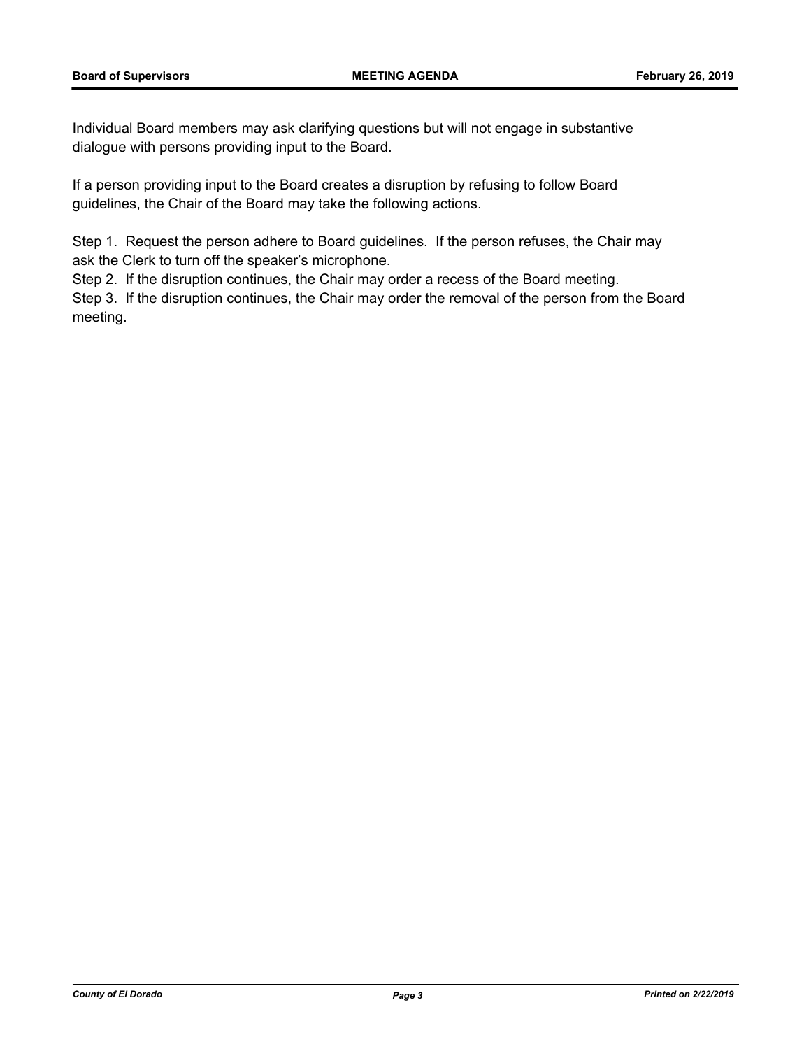Individual Board members may ask clarifying questions but will not engage in substantive dialogue with persons providing input to the Board.

If a person providing input to the Board creates a disruption by refusing to follow Board guidelines, the Chair of the Board may take the following actions.

Step 1. Request the person adhere to Board guidelines. If the person refuses, the Chair may ask the Clerk to turn off the speaker's microphone.

Step 2. If the disruption continues, the Chair may order a recess of the Board meeting.

Step 3. If the disruption continues, the Chair may order the removal of the person from the Board meeting.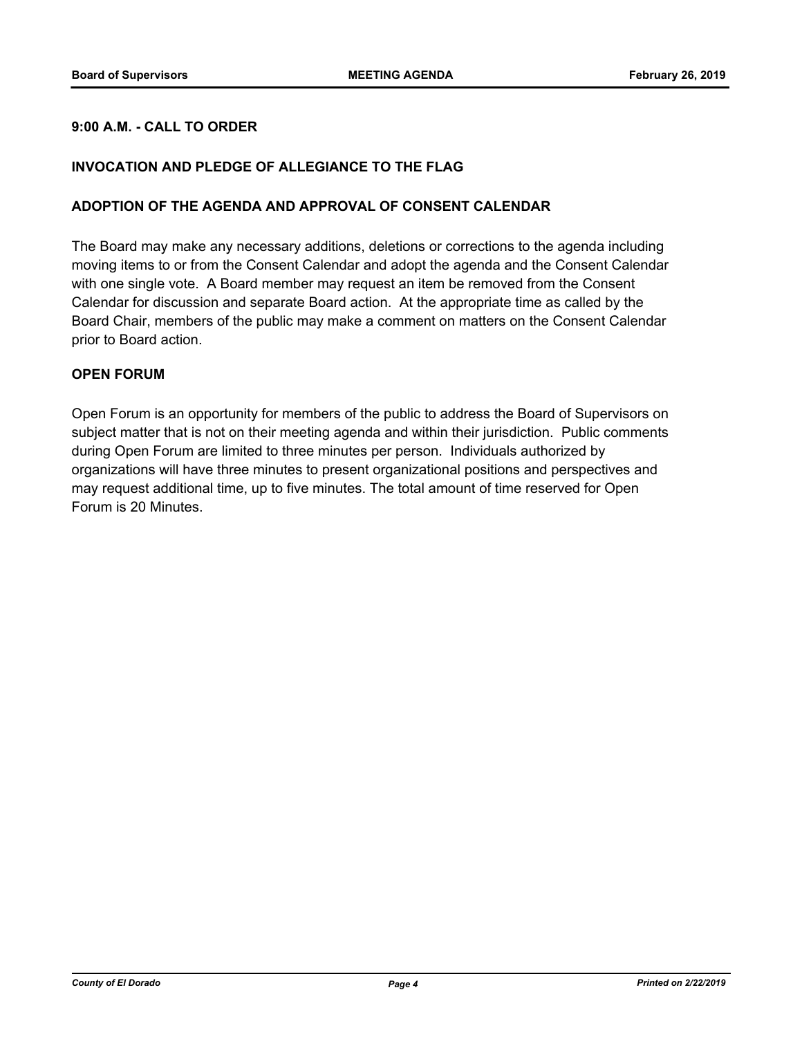**9:00 A.M. - CALL TO ORDER**

**INVOCATION AND PLEDGE OF ALLEGIANCE TO THE FLAG**

**ADOPTION OF THE AGENDA AND APPROVAL OF CONSENT CALENDAR**

The Board may make any necessary additions, deletions or corrections to the agenda including moving items to or from the Consent Calendar and adopt the agenda and the Consent Calendar with one single vote. A Board member may request an item be removed from the Consent Calendar for discussion and separate Board action. At the appropriate time as called by the Board Chair, members of the public may make a comment on matters on the Consent Calendar prior to Board action.

**OPEN FORUM**

Open Forum is an opportunity for members of the public to address the Board of Supervisors on subject matter that is not on their meeting agenda and within their jurisdiction. Public comments during Open Forum are limited to three minutes per person. Individuals authorized by organizations will have three minutes to present organizational positions and perspectives and may request additional time, up to five minutes. The total amount of time reserved for Open Forum is 20 Minutes.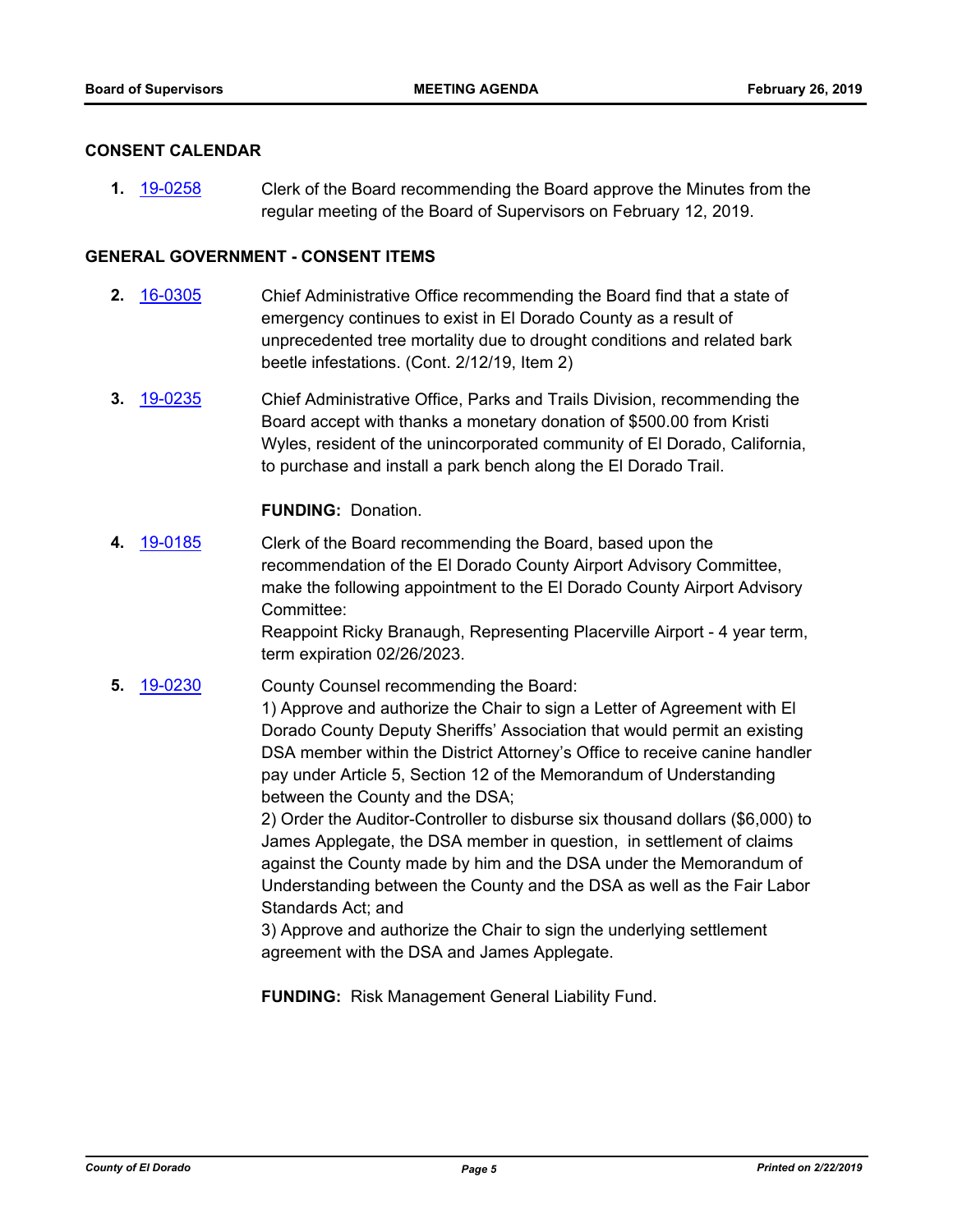## CONSENT CALENDAR

**1.** 19-0258 Clerk of the Board recommending the Board approve the Minutes from the regular meeting of the Board of Supervisors on February 12, 2019.

## GENERAL GOVERNMENT - CONSENT ITEMS

**2.** 16-0305 Chief Administrative Office recommending the Board find that a state of emergency continues to exist in El Dorado County as a result of unprecedented tree mortality due to drought conditions and related bark beetle infestations. (Cont. 2/12/19, Item 2)

**3.** 19-0235 Chief Administrative Office, Parks and Trails Division, recommending the Board accept with thanks a monetary donation of $500.00 from Kristi Wyles, resident of the unincorporated community of El Dorado, California, to purchase and install a park bench along the El Dorado Trail.

**FUNDING:** Donation.

**4.** 19-0185 Clerk of the Board recommending the Board, based upon the recommendation of the El Dorado County Airport Advisory Committee, make the following appointment to the El Dorado County Airport Advisory Committee:
Reappoint Ricky Branaugh, Representing Placerville Airport - 4 year term, term expiration 02/26/2023.

**5.** 19-0230 County Counsel recommending the Board:
1) Approve and authorize the Chair to sign a Letter of Agreement with El Dorado County Deputy Sheriffs' Association that would permit an existing DSA member within the District Attorney's Office to receive canine handler pay under Article 5, Section 12 of the Memorandum of Understanding between the County and the DSA;
2) Order the Auditor-Controller to disburse six thousand dollars ($6,000) to James Applegate, the DSA member in question, in settlement of claims against the County made by him and the DSA under the Memorandum of Understanding between the County and the DSA as well as the Fair Labor Standards Act; and
3) Approve and authorize the Chair to sign the underlying settlement agreement with the DSA and James Applegate.

**FUNDING:** Risk Management General Liability Fund.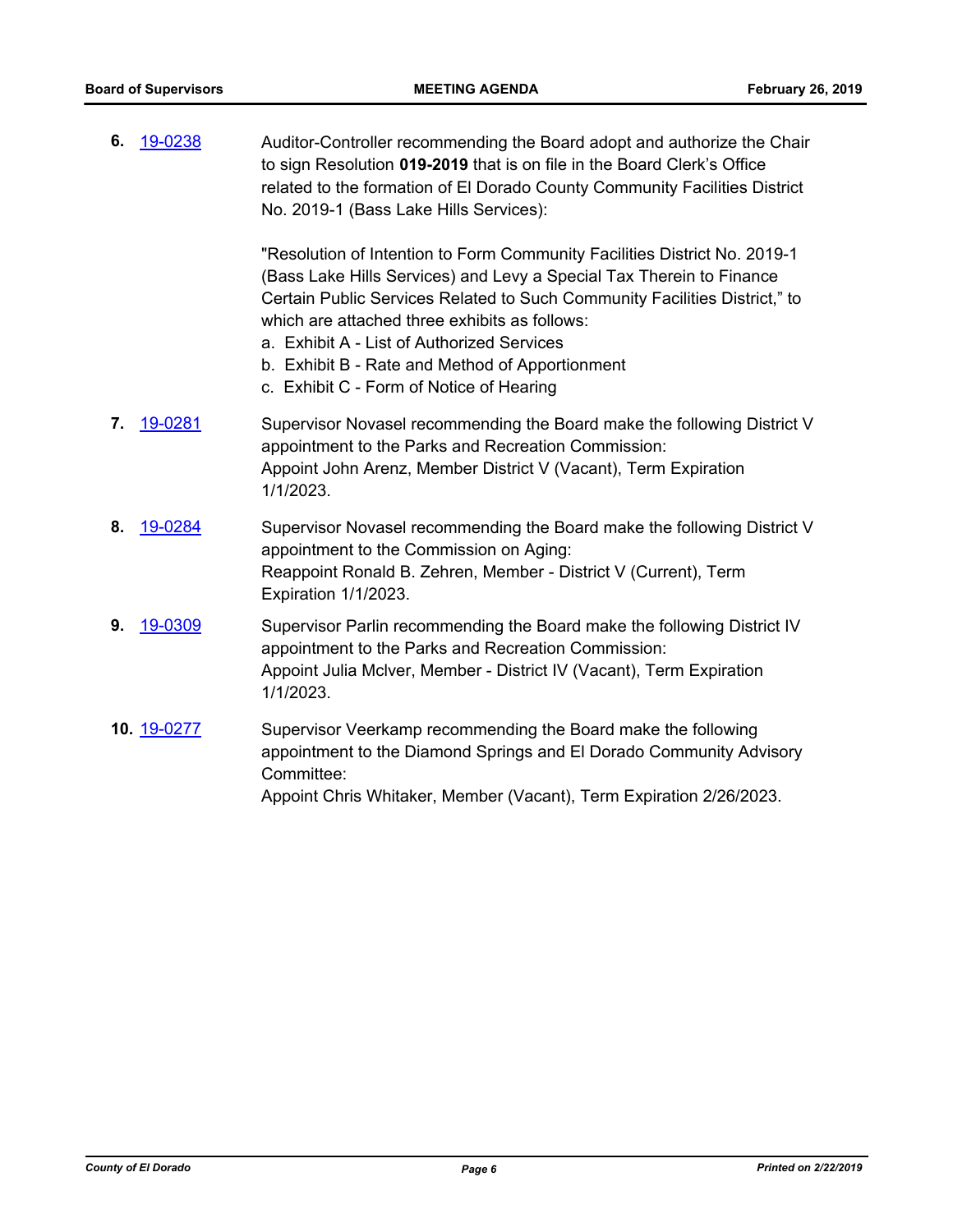6. 19-0238 Auditor-Controller recommending the Board adopt and authorize the Chair to sign Resolution **019-2019** that is on file in the Board Clerk's Office related to the formation of El Dorado County Community Facilities District No. 2019-1 (Bass Lake Hills Services):

"Resolution of Intention to Form Community Facilities District No. 2019-1 (Bass Lake Hills Services) and Levy a Special Tax Therein to Finance Certain Public Services Related to Such Community Facilities District," to which are attached three exhibits as follows:

a. Exhibit A - List of Authorized Services
b. Exhibit B - Rate and Method of Apportionment
c. Exhibit C - Form of Notice of Hearing

7. 19-0281 Supervisor Novasel recommending the Board make the following District V appointment to the Parks and Recreation Commission:
Appoint John Arenz, Member District V (Vacant), Term Expiration 1/1/2023.

8. 19-0284 Supervisor Novasel recommending the Board make the following District V appointment to the Commission on Aging:
Reappoint Ronald B. Zehren, Member - District V (Current), Term Expiration 1/1/2023.

9. 19-0309 Supervisor Parlin recommending the Board make the following District IV appointment to the Parks and Recreation Commission:
Appoint Julia McIver, Member - District IV (Vacant), Term Expiration 1/1/2023.

10. 19-0277 Supervisor Veerkamp recommending the Board make the following appointment to the Diamond Springs and El Dorado Community Advisory Committee:
Appoint Chris Whitaker, Member (Vacant), Term Expiration 2/26/2023.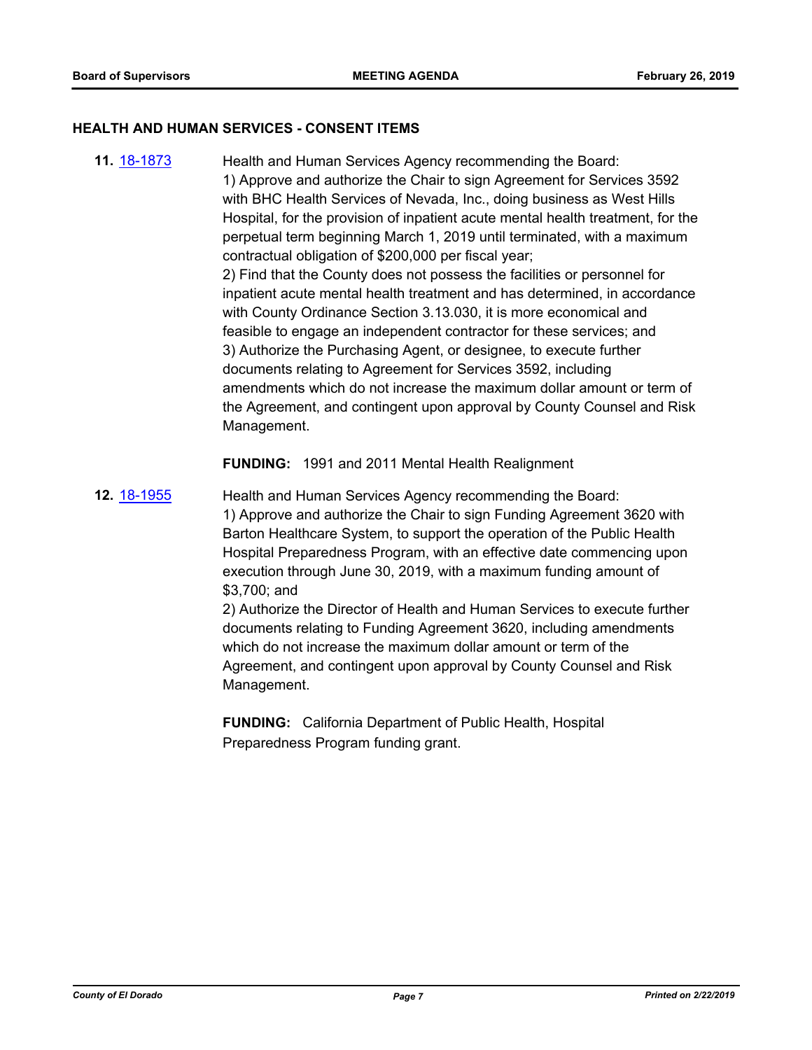## HEALTH AND HUMAN SERVICES - CONSENT ITEMS

**11.** [18-1873](18-1873) Health and Human Services Agency recommending the Board:
1) Approve and authorize the Chair to sign Agreement for Services 3592 with BHC Health Services of Nevada, Inc., doing business as West Hills Hospital, for the provision of inpatient acute mental health treatment, for the perpetual term beginning March 1, 2019 until terminated, with a maximum contractual obligation of $200,000 per fiscal year;
2) Find that the County does not possess the facilities or personnel for inpatient acute mental health treatment and has determined, in accordance with County Ordinance Section 3.13.030, it is more economical and feasible to engage an independent contractor for these services; and
3) Authorize the Purchasing Agent, or designee, to execute further documents relating to Agreement for Services 3592, including amendments which do not increase the maximum dollar amount or term of the Agreement, and contingent upon approval by County Counsel and Risk Management.

**FUNDING:** 1991 and 2011 Mental Health Realignment

**12.** [18-1955](18-1955) Health and Human Services Agency recommending the Board:
1) Approve and authorize the Chair to sign Funding Agreement 3620 with Barton Healthcare System, to support the operation of the Public Health Hospital Preparedness Program, with an effective date commencing upon execution through June 30, 2019, with a maximum funding amount of $3,700; and
2) Authorize the Director of Health and Human Services to execute further documents relating to Funding Agreement 3620, including amendments which do not increase the maximum dollar amount or term of the Agreement, and contingent upon approval by County Counsel and Risk Management.

**FUNDING:** California Department of Public Health, Hospital Preparedness Program funding grant.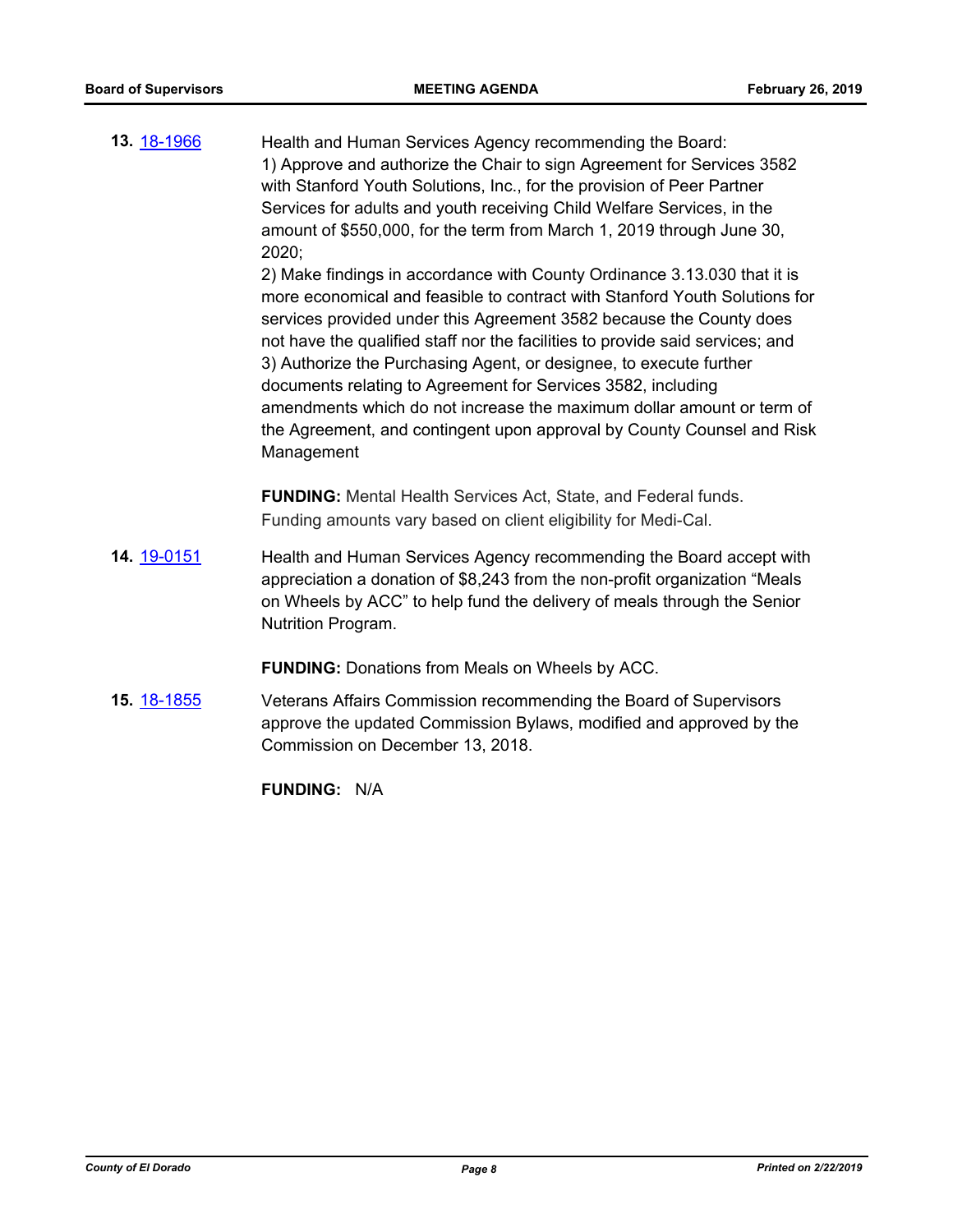**13.** [18-1966](18-1966)

Health and Human Services Agency recommending the Board:
1) Approve and authorize the Chair to sign Agreement for Services 3582 with Stanford Youth Solutions, Inc., for the provision of Peer Partner Services for adults and youth receiving Child Welfare Services, in the amount of $550,000, for the term from March 1, 2019 through June 30, 2020;
2) Make findings in accordance with County Ordinance 3.13.030 that it is more economical and feasible to contract with Stanford Youth Solutions for services provided under this Agreement 3582 because the County does not have the qualified staff nor the facilities to provide said services; and
3) Authorize the Purchasing Agent, or designee, to execute further documents relating to Agreement for Services 3582, including amendments which do not increase the maximum dollar amount or term of the Agreement, and contingent upon approval by County Counsel and Risk Management

**FUNDING:** Mental Health Services Act, State, and Federal funds. Funding amounts vary based on client eligibility for Medi-Cal.

**14.** [19-0151](19-0151)

Health and Human Services Agency recommending the Board accept with appreciation a donation of $8,243 from the non-profit organization "Meals on Wheels by ACC" to help fund the delivery of meals through the Senior Nutrition Program.

**FUNDING:** Donations from Meals on Wheels by ACC.

**15.** [18-1855](18-1855)

Veterans Affairs Commission recommending the Board of Supervisors approve the updated Commission Bylaws, modified and approved by the Commission on December 13, 2018.

**FUNDING:** N/A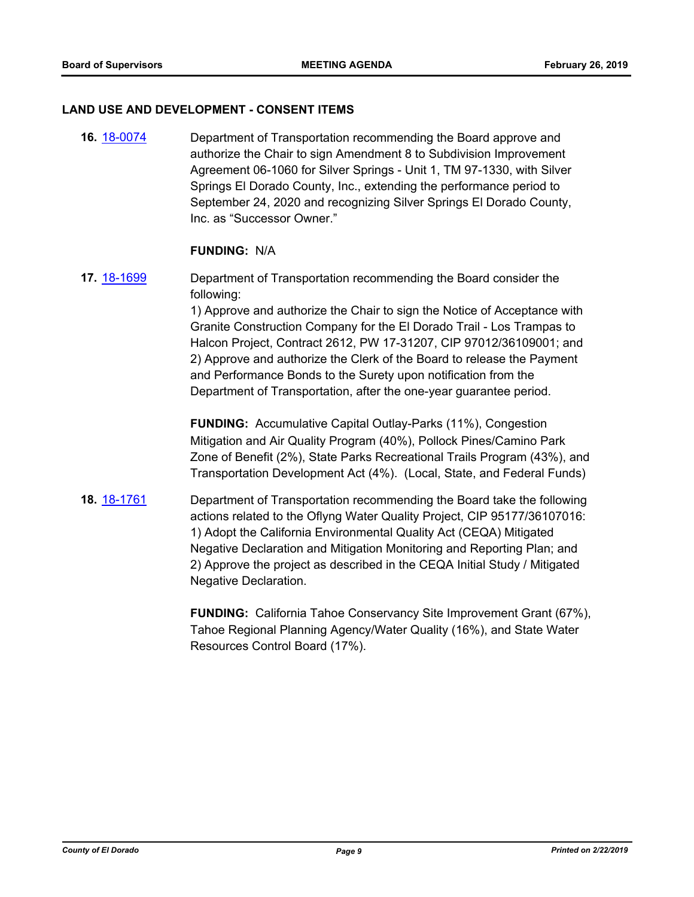## LAND USE AND DEVELOPMENT - CONSENT ITEMS

**16.** 18-0074 Department of Transportation recommending the Board approve and authorize the Chair to sign Amendment 8 to Subdivision Improvement Agreement 06-1060 for Silver Springs - Unit 1, TM 97-1330, with Silver Springs El Dorado County, Inc., extending the performance period to September 24, 2020 and recognizing Silver Springs El Dorado County, Inc. as "Successor Owner."

**FUNDING:** N/A

**17.** 18-1699 Department of Transportation recommending the Board consider the following:
1) Approve and authorize the Chair to sign the Notice of Acceptance with Granite Construction Company for the El Dorado Trail - Los Trampas to Halcon Project, Contract 2612, PW 17-31207, CIP 97012/36109001; and
2) Approve and authorize the Clerk of the Board to release the Payment and Performance Bonds to the Surety upon notification from the Department of Transportation, after the one-year guarantee period.

**FUNDING:** Accumulative Capital Outlay-Parks (11%), Congestion Mitigation and Air Quality Program (40%), Pollock Pines/Camino Park Zone of Benefit (2%), State Parks Recreational Trails Program (43%), and Transportation Development Act (4%). (Local, State, and Federal Funds)

**18.** 18-1761 Department of Transportation recommending the Board take the following actions related to the Oflyng Water Quality Project, CIP 95177/36107016:
1) Adopt the California Environmental Quality Act (CEQA) Mitigated Negative Declaration and Mitigation Monitoring and Reporting Plan; and
2) Approve the project as described in the CEQA Initial Study / Mitigated Negative Declaration.

**FUNDING:** California Tahoe Conservancy Site Improvement Grant (67%), Tahoe Regional Planning Agency/Water Quality (16%), and State Water Resources Control Board (17%).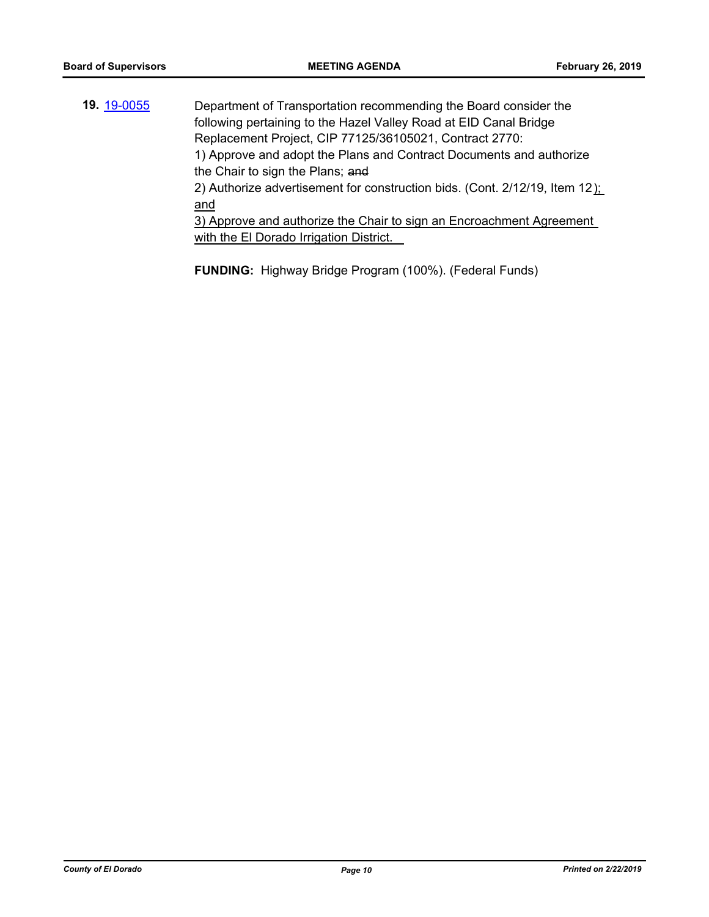**19.** 19-0055

Department of Transportation recommending the Board consider the following pertaining to the Hazel Valley Road at EID Canal Bridge Replacement Project, CIP 77125/36105021, Contract 2770:

1) Approve and adopt the Plans and Contract Documents and authorize the Chair to sign the Plans; ~~and~~

2) Authorize advertisement for construction bids. (Cont. 2/12/19, Item 12); and

3) Approve and authorize the Chair to sign an Encroachment Agreement with the El Dorado Irrigation District.

**FUNDING:** Highway Bridge Program (100%). (Federal Funds)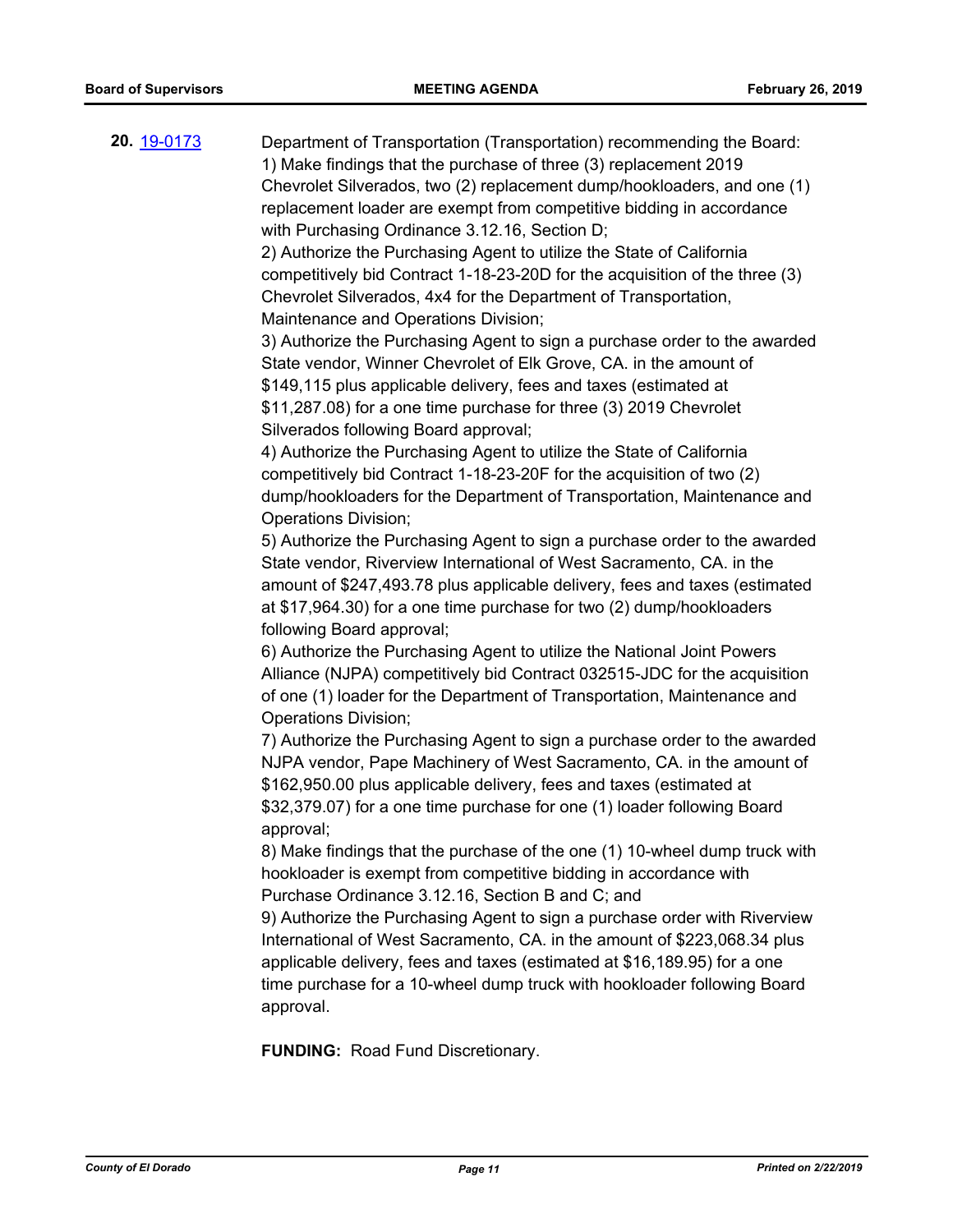**20.** [19-0173](19-0173)

Department of Transportation (Transportation) recommending the Board:
1) Make findings that the purchase of three (3) replacement 2019 Chevrolet Silverados, two (2) replacement dump/hookloaders, and one (1) replacement loader are exempt from competitive bidding in accordance with Purchasing Ordinance 3.12.16, Section D;
2) Authorize the Purchasing Agent to utilize the State of California competitively bid Contract 1-18-23-20D for the acquisition of the three (3) Chevrolet Silverados, 4x4 for the Department of Transportation, Maintenance and Operations Division;
3) Authorize the Purchasing Agent to sign a purchase order to the awarded State vendor, Winner Chevrolet of Elk Grove, CA. in the amount of $149,115 plus applicable delivery, fees and taxes (estimated at $11,287.08) for a one time purchase for three (3) 2019 Chevrolet Silverados following Board approval;
4) Authorize the Purchasing Agent to utilize the State of California competitively bid Contract 1-18-23-20F for the acquisition of two (2) dump/hookloaders for the Department of Transportation, Maintenance and Operations Division;
5) Authorize the Purchasing Agent to sign a purchase order to the awarded State vendor, Riverview International of West Sacramento, CA. in the amount of $247,493.78 plus applicable delivery, fees and taxes (estimated at $17,964.30) for a one time purchase for two (2) dump/hookloaders following Board approval;
6) Authorize the Purchasing Agent to utilize the National Joint Powers Alliance (NJPA) competitively bid Contract 032515-JDC for the acquisition of one (1) loader for the Department of Transportation, Maintenance and Operations Division;
7) Authorize the Purchasing Agent to sign a purchase order to the awarded NJPA vendor, Pape Machinery of West Sacramento, CA. in the amount of $162,950.00 plus applicable delivery, fees and taxes (estimated at $32,379.07) for a one time purchase for one (1) loader following Board approval;
8) Make findings that the purchase of the one (1) 10-wheel dump truck with hookloader is exempt from competitive bidding in accordance with Purchase Ordinance 3.12.16, Section B and C; and
9) Authorize the Purchasing Agent to sign a purchase order with Riverview International of West Sacramento, CA. in the amount of $223,068.34 plus applicable delivery, fees and taxes (estimated at $16,189.95) for a one time purchase for a 10-wheel dump truck with hookloader following Board approval.

**FUNDING:** Road Fund Discretionary.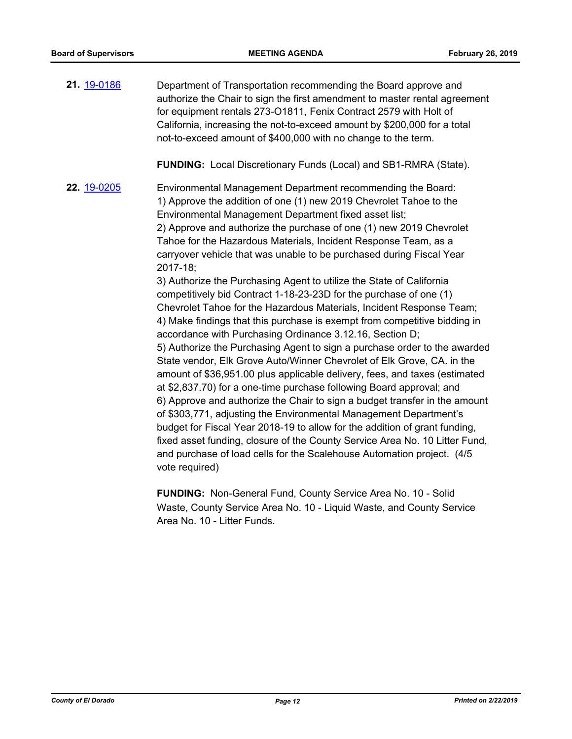**21.** 19-0186

Department of Transportation recommending the Board approve and authorize the Chair to sign the first amendment to master rental agreement for equipment rentals 273-O1811, Fenix Contract 2579 with Holt of California, increasing the not-to-exceed amount by $200,000 for a total not-to-exceed amount of $400,000 with no change to the term.

**FUNDING:** Local Discretionary Funds (Local) and SB1-RMRA (State).

**22.** 19-0205

Environmental Management Department recommending the Board:
1) Approve the addition of one (1) new 2019 Chevrolet Tahoe to the Environmental Management Department fixed asset list;
2) Approve and authorize the purchase of one (1) new 2019 Chevrolet Tahoe for the Hazardous Materials, Incident Response Team, as a carryover vehicle that was unable to be purchased during Fiscal Year 2017-18;
3) Authorize the Purchasing Agent to utilize the State of California competitively bid Contract 1-18-23-23D for the purchase of one (1) Chevrolet Tahoe for the Hazardous Materials, Incident Response Team;
4) Make findings that this purchase is exempt from competitive bidding in accordance with Purchasing Ordinance 3.12.16, Section D;
5) Authorize the Purchasing Agent to sign a purchase order to the awarded State vendor, Elk Grove Auto/Winner Chevrolet of Elk Grove, CA. in the amount of $36,951.00 plus applicable delivery, fees, and taxes (estimated at $2,837.70) for a one-time purchase following Board approval; and
6) Approve and authorize the Chair to sign a budget transfer in the amount of $303,771, adjusting the Environmental Management Department's budget for Fiscal Year 2018-19 to allow for the addition of grant funding, fixed asset funding, closure of the County Service Area No. 10 Litter Fund, and purchase of load cells for the Scalehouse Automation project. (4/5 vote required)

**FUNDING:** Non-General Fund, County Service Area No. 10 - Solid Waste, County Service Area No. 10 - Liquid Waste, and County Service Area No. 10 - Litter Funds.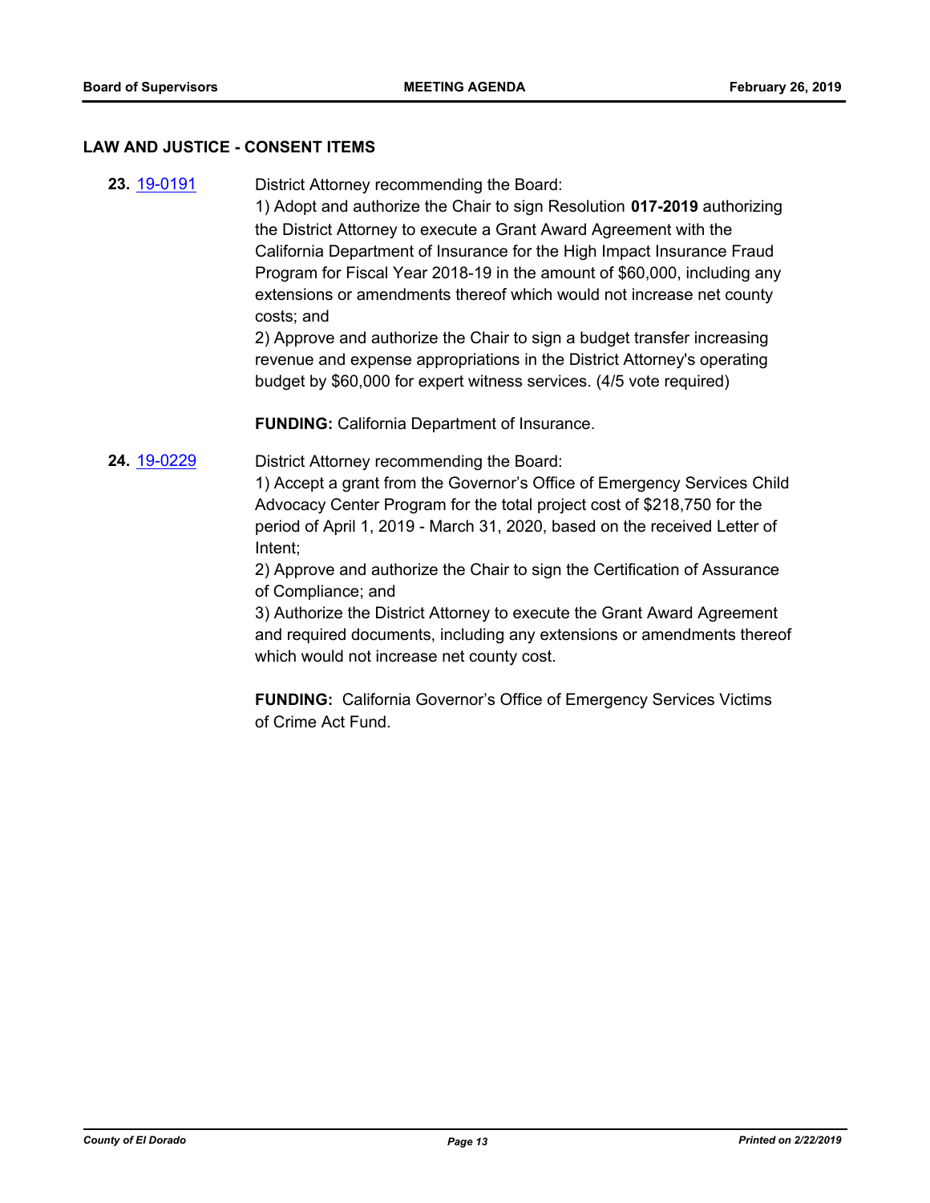## LAW AND JUSTICE - CONSENT ITEMS

**23.** 19-0191

District Attorney recommending the Board:
1) Adopt and authorize the Chair to sign Resolution **017-2019** authorizing the District Attorney to execute a Grant Award Agreement with the California Department of Insurance for the High Impact Insurance Fraud Program for Fiscal Year 2018-19 in the amount of $60,000, including any extensions or amendments thereof which would not increase net county costs; and
2) Approve and authorize the Chair to sign a budget transfer increasing revenue and expense appropriations in the District Attorney's operating budget by $60,000 for expert witness services. (4/5 vote required)

**FUNDING:** California Department of Insurance.

**24.** 19-0229

District Attorney recommending the Board:
1) Accept a grant from the Governor's Office of Emergency Services Child Advocacy Center Program for the total project cost of $218,750 for the period of April 1, 2019 - March 31, 2020, based on the received Letter of Intent;
2) Approve and authorize the Chair to sign the Certification of Assurance of Compliance; and
3) Authorize the District Attorney to execute the Grant Award Agreement and required documents, including any extensions or amendments thereof which would not increase net county cost.

**FUNDING:** California Governor's Office of Emergency Services Victims of Crime Act Fund.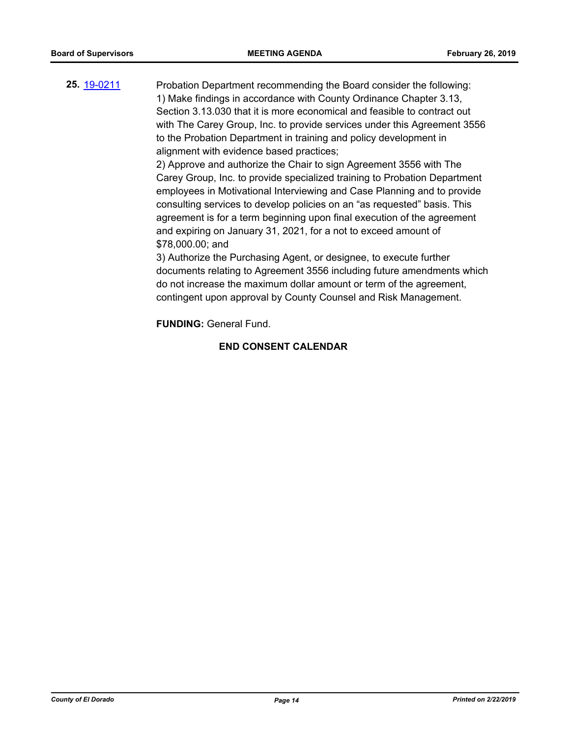**25.** 19-0211 Probation Department recommending the Board consider the following:
1) Make findings in accordance with County Ordinance Chapter 3.13, Section 3.13.030 that it is more economical and feasible to contract out with The Carey Group, Inc. to provide services under this Agreement 3556 to the Probation Department in training and policy development in alignment with evidence based practices;
2) Approve and authorize the Chair to sign Agreement 3556 with The Carey Group, Inc. to provide specialized training to Probation Department employees in Motivational Interviewing and Case Planning and to provide consulting services to develop policies on an "as requested" basis. This agreement is for a term beginning upon final execution of the agreement and expiring on January 31, 2021, for a not to exceed amount of $78,000.00; and
3) Authorize the Purchasing Agent, or designee, to execute further documents relating to Agreement 3556 including future amendments which do not increase the maximum dollar amount or term of the agreement, contingent upon approval by County Counsel and Risk Management.

**FUNDING:** General Fund.

**END CONSENT CALENDAR**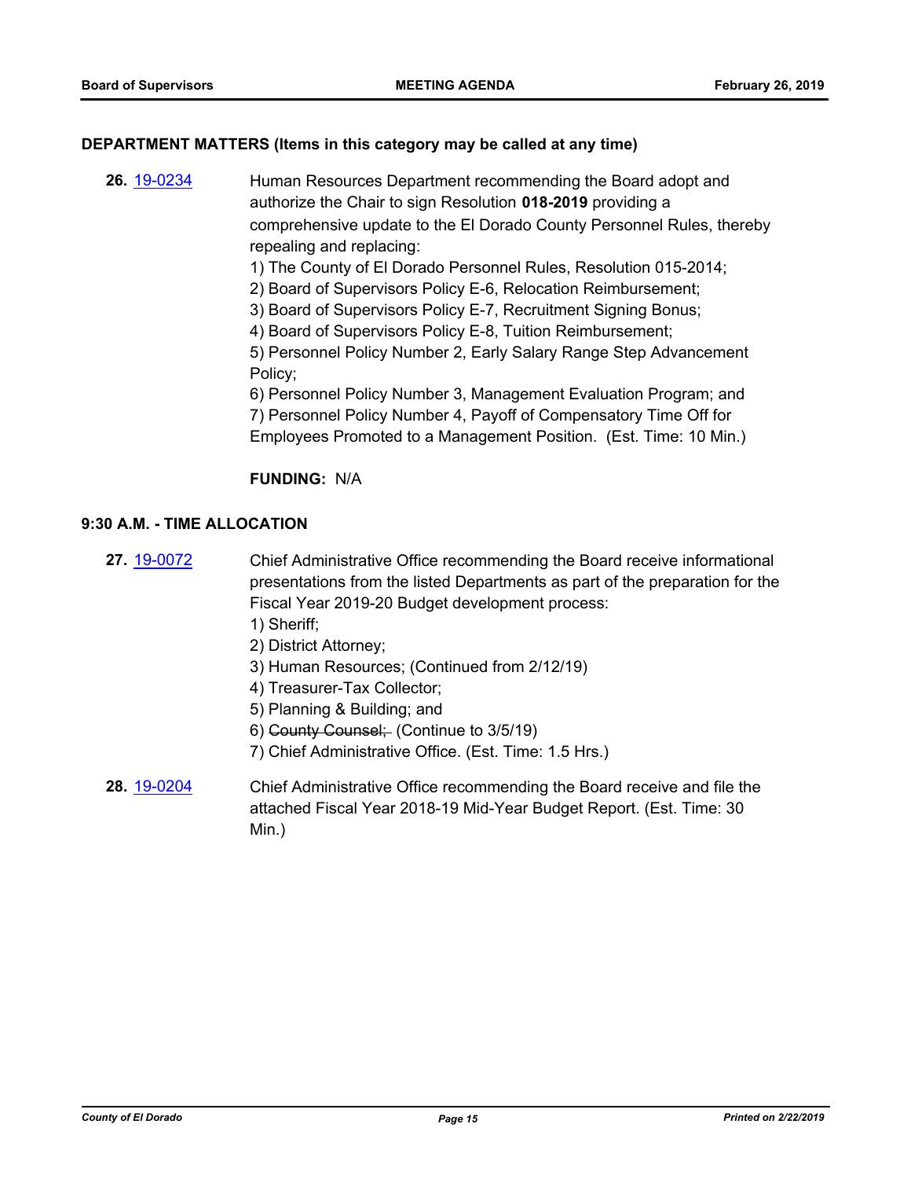## DEPARTMENT MATTERS (Items in this category may be called at any time)

**26.** [19-0234](19-0234) Human Resources Department recommending the Board adopt and authorize the Chair to sign Resolution **018-2019** providing a comprehensive update to the El Dorado County Personnel Rules, thereby repealing and replacing:

1) The County of El Dorado Personnel Rules, Resolution 015-2014;
2) Board of Supervisors Policy E-6, Relocation Reimbursement;
3) Board of Supervisors Policy E-7, Recruitment Signing Bonus;
4) Board of Supervisors Policy E-8, Tuition Reimbursement;
5) Personnel Policy Number 2, Early Salary Range Step Advancement Policy;
6) Personnel Policy Number 3, Management Evaluation Program; and
7) Personnel Policy Number 4, Payoff of Compensatory Time Off for Employees Promoted to a Management Position. (Est. Time: 10 Min.)

**FUNDING:** N/A

## 9:30 A.M. - TIME ALLOCATION

**27.** [19-0072](19-0072) Chief Administrative Office recommending the Board receive informational presentations from the listed Departments as part of the preparation for the Fiscal Year 2019-20 Budget development process:

1) Sheriff;
2) District Attorney;
3) Human Resources; (Continued from 2/12/19)
4) Treasurer-Tax Collector;
5) Planning & Building; and
6) ~~County Counsel;~~ (Continue to 3/5/19)
7) Chief Administrative Office. (Est. Time: 1.5 Hrs.)

**28.** [19-0204](19-0204) Chief Administrative Office recommending the Board receive and file the attached Fiscal Year 2018-19 Mid-Year Budget Report. (Est. Time: 30 Min.)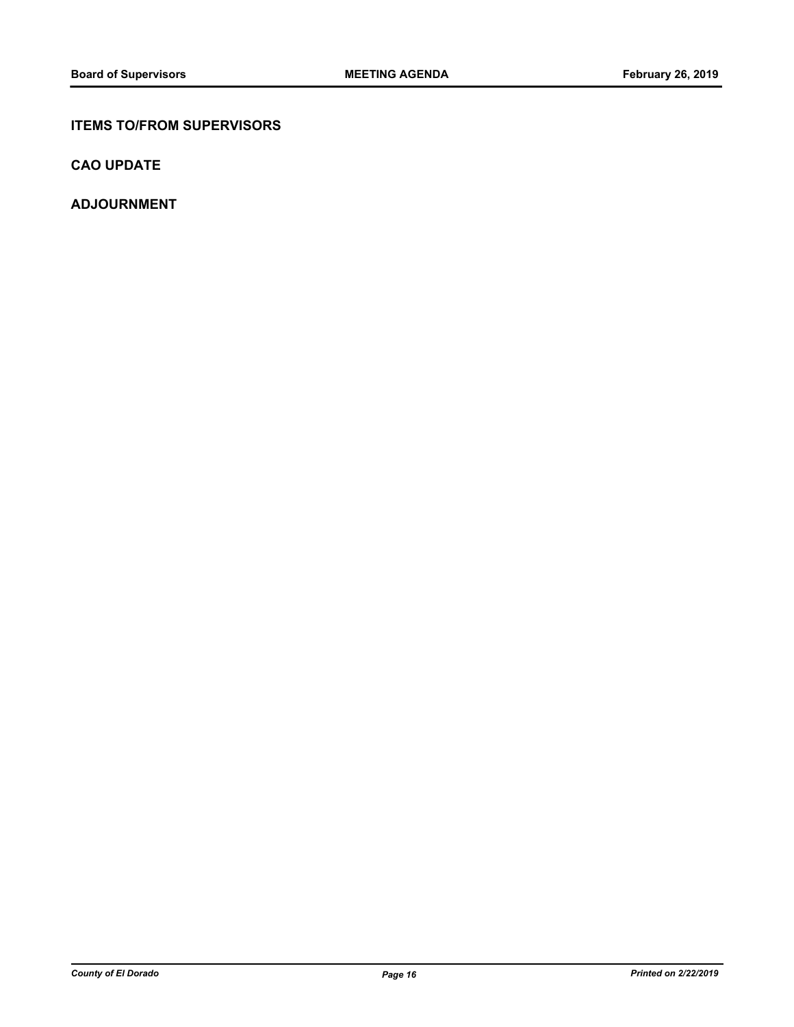## ITEMS TO/FROM SUPERVISORS

## CAO UPDATE

## ADJOURNMENT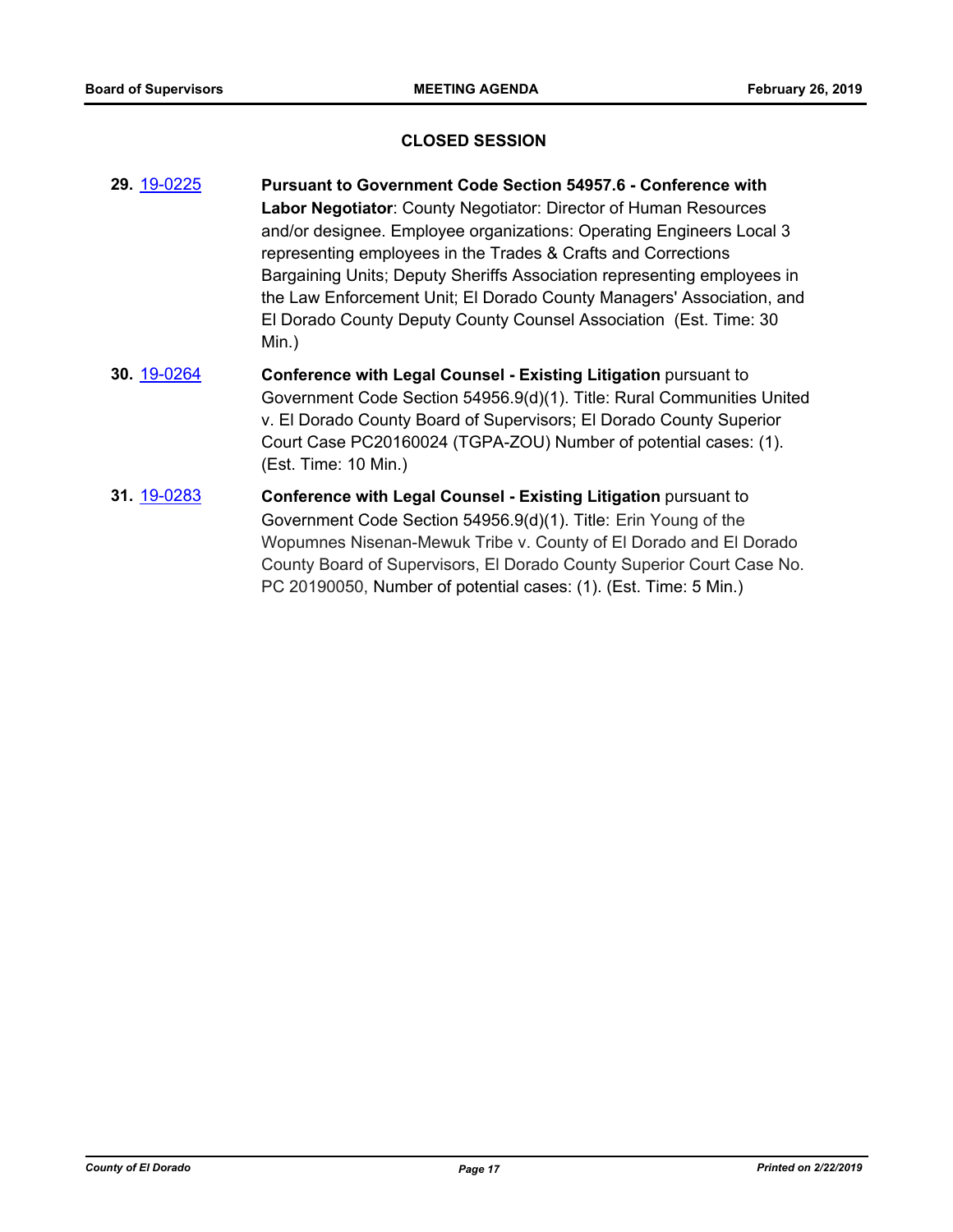## CLOSED SESSION

**29.** 19-0225 **Pursuant to Government Code Section 54957.6 - Conference with Labor Negotiator**: County Negotiator: Director of Human Resources and/or designee. Employee organizations: Operating Engineers Local 3 representing employees in the Trades & Crafts and Corrections Bargaining Units; Deputy Sheriffs Association representing employees in the Law Enforcement Unit; El Dorado County Managers' Association, and El Dorado County Deputy County Counsel Association (Est. Time: 30 Min.)

**30.** 19-0264 **Conference with Legal Counsel - Existing Litigation** pursuant to Government Code Section 54956.9(d)(1). Title: Rural Communities United v. El Dorado County Board of Supervisors; El Dorado County Superior Court Case PC20160024 (TGPA-ZOU) Number of potential cases: (1). (Est. Time: 10 Min.)

**31.** 19-0283 **Conference with Legal Counsel - Existing Litigation** pursuant to Government Code Section 54956.9(d)(1). Title: Erin Young of the Wopumnes Nisenan-Mewuk Tribe v. County of El Dorado and El Dorado County Board of Supervisors, El Dorado County Superior Court Case No. PC 20190050, Number of potential cases: (1). (Est. Time: 5 Min.)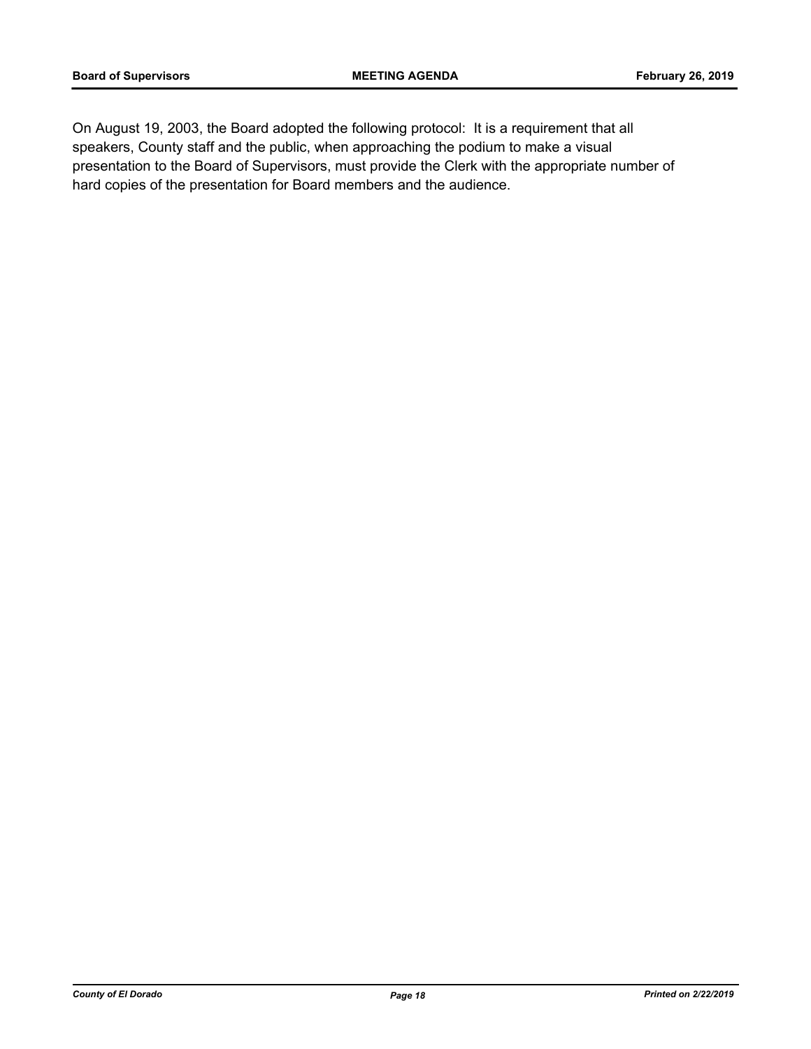On August 19, 2003, the Board adopted the following protocol: It is a requirement that all speakers, County staff and the public, when approaching the podium to make a visual presentation to the Board of Supervisors, must provide the Clerk with the appropriate number of hard copies of the presentation for Board members and the audience.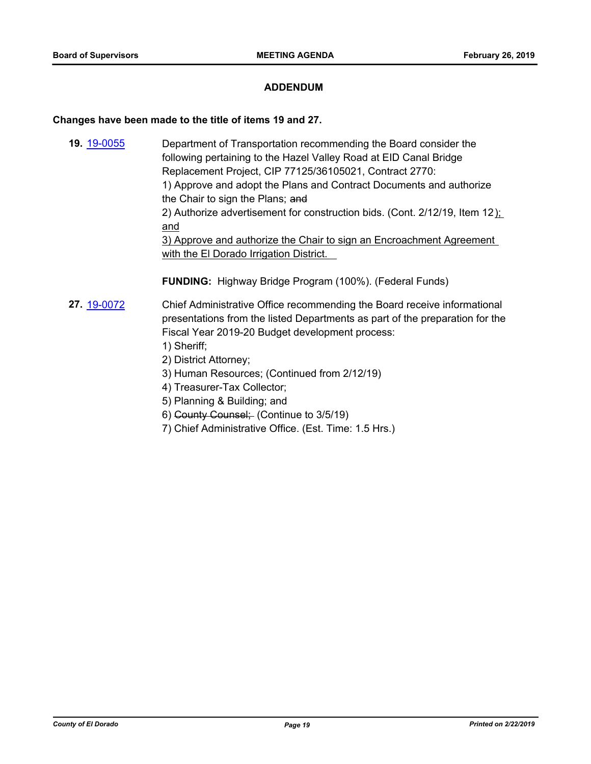## ADDENDUM

**Changes have been made to the title of items 19 and 27.**

**19.** [19-0055](19-0055) Department of Transportation recommending the Board consider the following pertaining to the Hazel Valley Road at EID Canal Bridge Replacement Project, CIP 77125/36105021, Contract 2770:

1) Approve and adopt the Plans and Contract Documents and authorize the Chair to sign the Plans; ~~and~~
2) Authorize advertisement for construction bids. (Cont. 2/12/19, Item 12<u>); and</u>
3) <u>Approve and authorize the Chair to sign an Encroachment Agreement with the El Dorado Irrigation District.</u>

**FUNDING:** Highway Bridge Program (100%). (Federal Funds)

**27.** [19-0072](19-0072) Chief Administrative Office recommending the Board receive informational presentations from the listed Departments as part of the preparation for the Fiscal Year 2019-20 Budget development process:

1) Sheriff;
2) District Attorney;
3) Human Resources; (Continued from 2/12/19)
4) Treasurer-Tax Collector;
5) Planning & Building; and
6) ~~County Counsel;~~ (Continue to 3/5/19)
7) Chief Administrative Office. (Est. Time: 1.5 Hrs.)